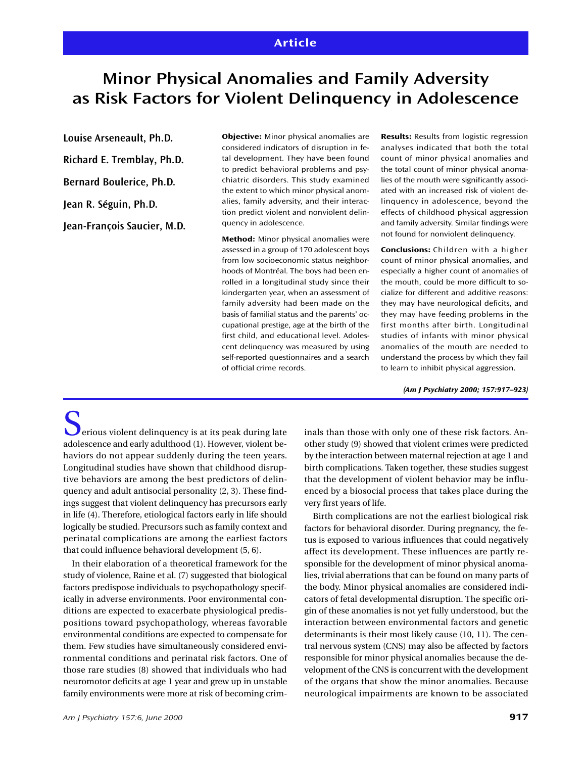Article

# Minor Physical Anomalies and Family Adversity as Risk Factors for Violent Delinquency in Adolescence

**Louise Arseneault, Ph.D.**

**Richard E. Tremblay, Ph.D.**

**Bernard Boulerice, Ph.D.**

**Jean R. Séguin, Ph.D.**

**Jean-François Saucier, M.D.**

**Objective:** Minor physical anomalies are considered indicators of disruption in fetal development. They have been found to predict behavioral problems and psychiatric disorders. This study examined the extent to which minor physical anomalies, family adversity, and their interaction predict violent and nonviolent delinquency in adolescence.

**Method:** Minor physical anomalies were assessed in a group of 170 adolescent boys from low socioeconomic status neighborhoods of Montréal. The boys had been enrolled in a longitudinal study since their kindergarten year, when an assessment of family adversity had been made on the basis of familial status and the parents' occupational prestige, age at the birth of the first child, and educational level. Adolescent delinquency was measured by using self-reported questionnaires and a search of official crime records.

**Results:** Results from logistic regression analyses indicated that both the total count of minor physical anomalies and the total count of minor physical anomalies of the mouth were significantly associated with an increased risk of violent delinquency in adolescence, beyond the effects of childhood physical aggression and family adversity. Similar findings were not found for nonviolent delinquency.

**Conclusions:** Children with a higher count of minor physical anomalies, and especially a higher count of anomalies of the mouth, could be more difficult to socialize for different and additive reasons: they may have neurological deficits, and they may have feeding problems in the first months after birth. Longitudinal studies of infants with minor physical anomalies of the mouth are needed to understand the process by which they fail to learn to inhibit physical aggression.

*(Am J Psychiatry 2000; 157:917–923)*

Serious violent delinquency is at its peak during late adolescence and early adulthood (1). However, violent behaviors do not appear suddenly during the teen years. Longitudinal studies have shown that childhood disruptive behaviors are among the best predictors of delinquency and adult antisocial personality (2, 3). These findings suggest that violent delinquency has precursors early in life (4). Therefore, etiological factors early in life should logically be studied. Precursors such as family context and perinatal complications are among the earliest factors that could influence behavioral development (5, 6).

In their elaboration of a theoretical framework for the study of violence, Raine et al. (7) suggested that biological factors predispose individuals to psychopathology specifically in adverse environments. Poor environmental conditions are expected to exacerbate physiological predispositions toward psychopathology, whereas favorable environmental conditions are expected to compensate for them. Few studies have simultaneously considered environmental conditions and perinatal risk factors. One of those rare studies (8) showed that individuals who had neuromotor deficits at age 1 year and grew up in unstable family environments were more at risk of becoming criminals than those with only one of these risk factors. Another study (9) showed that violent crimes were predicted by the interaction between maternal rejection at age 1 and birth complications. Taken together, these studies suggest that the development of violent behavior may be influenced by a biosocial process that takes place during the very first years of life.

Birth complications are not the earliest biological risk factors for behavioral disorder. During pregnancy, the fetus is exposed to various influences that could negatively affect its development. These influences are partly responsible for the development of minor physical anomalies, trivial aberrations that can be found on many parts of the body. Minor physical anomalies are considered indicators of fetal developmental disruption. The specific origin of these anomalies is not yet fully understood, but the interaction between environmental factors and genetic determinants is their most likely cause (10, 11). The central nervous system (CNS) may also be affected by factors responsible for minor physical anomalies because the development of the CNS is concurrent with the development of the organs that show the minor anomalies. Because neurological impairments are known to be associated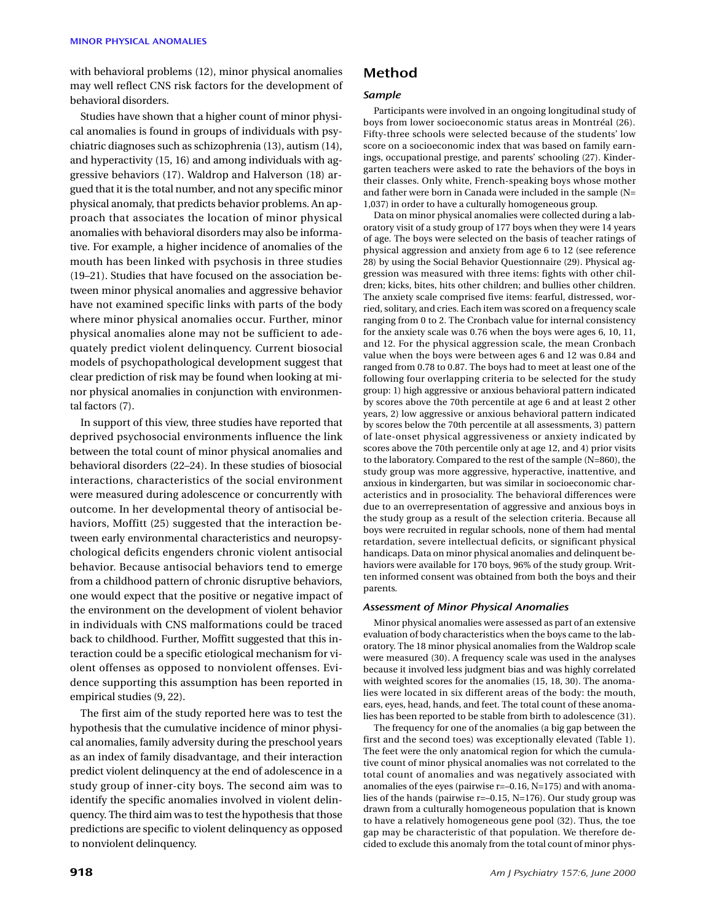with behavioral problems (12), minor physical anomalies may well reflect CNS risk factors for the development of behavioral disorders.

Studies have shown that a higher count of minor physical anomalies is found in groups of individuals with psychiatric diagnoses such as schizophrenia (13), autism (14), and hyperactivity (15, 16) and among individuals with aggressive behaviors (17). Waldrop and Halverson (18) argued that it is the total number, and not any specific minor physical anomaly, that predicts behavior problems. An approach that associates the location of minor physical anomalies with behavioral disorders may also be informative. For example, a higher incidence of anomalies of the mouth has been linked with psychosis in three studies (19–21). Studies that have focused on the association between minor physical anomalies and aggressive behavior have not examined specific links with parts of the body where minor physical anomalies occur. Further, minor physical anomalies alone may not be sufficient to adequately predict violent delinquency. Current biosocial models of psychopathological development suggest that clear prediction of risk may be found when looking at minor physical anomalies in conjunction with environmental factors (7).

In support of this view, three studies have reported that deprived psychosocial environments influence the link between the total count of minor physical anomalies and behavioral disorders (22–24). In these studies of biosocial interactions, characteristics of the social environment were measured during adolescence or concurrently with outcome. In her developmental theory of antisocial behaviors, Moffitt (25) suggested that the interaction between early environmental characteristics and neuropsychological deficits engenders chronic violent antisocial behavior. Because antisocial behaviors tend to emerge from a childhood pattern of chronic disruptive behaviors, one would expect that the positive or negative impact of the environment on the development of violent behavior in individuals with CNS malformations could be traced back to childhood. Further, Moffitt suggested that this interaction could be a specific etiological mechanism for violent offenses as opposed to nonviolent offenses. Evidence supporting this assumption has been reported in empirical studies (9, 22).

The first aim of the study reported here was to test the hypothesis that the cumulative incidence of minor physical anomalies, family adversity during the preschool years as an index of family disadvantage, and their interaction predict violent delinquency at the end of adolescence in a study group of inner-city boys. The second aim was to identify the specific anomalies involved in violent delinquency. The third aim was to test the hypothesis that those predictions are specific to violent delinquency as opposed to nonviolent delinquency.

## Method

### *Sample*

Participants were involved in an ongoing longitudinal study of boys from lower socioeconomic status areas in Montréal (26). Fifty-three schools were selected because of the students' low score on a socioeconomic index that was based on family earnings, occupational prestige, and parents' schooling (27). Kindergarten teachers were asked to rate the behaviors of the boys in their classes. Only white, French-speaking boys whose mother and father were born in Canada were included in the sample (N=1,037) in order to have a culturally homogeneous group.

Data on minor physical anomalies were collected during a laboratory visit of a study group of 177 boys when they were 14 years of age. The boys were selected on the basis of teacher ratings of physical aggression and anxiety from age 6 to 12 (see reference 28) by using the Social Behavior Questionnaire (29). Physical aggression was measured with three items: fights with other children; kicks, bites, hits other children; and bullies other children. The anxiety scale comprised five items: fearful, distressed, worried, solitary, and cries. Each item was scored on a frequency scale ranging from 0 to 2. The Cronbach value for internal consistency for the anxiety scale was 0.76 when the boys were ages 6, 10, 11, and 12. For the physical aggression scale, the mean Cronbach value when the boys were between ages 6 and 12 was 0.84 and ranged from 0.78 to 0.87. The boys had to meet at least one of the following four overlapping criteria to be selected for the study group: 1) high aggressive or anxious behavioral pattern indicated by scores above the 70th percentile at age 6 and at least 2 other years, 2) low aggressive or anxious behavioral pattern indicated by scores below the 70th percentile at all assessments, 3) pattern of late-onset physical aggressiveness or anxiety indicated by scores above the 70th percentile only at age 12, and 4) prior visits to the laboratory. Compared to the rest of the sample (N=860), the study group was more aggressive, hyperactive, inattentive, and anxious in kindergarten, but was similar in socioeconomic characteristics and in prosociality. The behavioral differences were due to an overrepresentation of aggressive and anxious boys in the study group as a result of the selection criteria. Because all boys were recruited in regular schools, none of them had mental retardation, severe intellectual deficits, or significant physical handicaps. Data on minor physical anomalies and delinquent behaviors were available for 170 boys, 96% of the study group. Written informed consent was obtained from both the boys and their parents.

### *Assessment of Minor Physical Anomalies*

Minor physical anomalies were assessed as part of an extensive evaluation of body characteristics when the boys came to the laboratory. The 18 minor physical anomalies from the Waldrop scale were measured (30). A frequency scale was used in the analyses because it involved less judgment bias and was highly correlated with weighted scores for the anomalies (15, 18, 30). The anomalies were located in six different areas of the body: the mouth, ears, eyes, head, hands, and feet. The total count of these anomalies has been reported to be stable from birth to adolescence (31).

The frequency for one of the anomalies (a big gap between the first and the second toes) was exceptionally elevated (Table 1). The feet were the only anatomical region for which the cumulative count of minor physical anomalies was not correlated to the total count of anomalies and was negatively associated with anomalies of the eyes (pairwise r=–0.16, N=175) and with anomalies of the hands (pairwise r=–0.15, N=176). Our study group was drawn from a culturally homogeneous population that is known to have a relatively homogeneous gene pool (32). Thus, the toe gap may be characteristic of that population. We therefore decided to exclude this anomaly from the total count of minor phys-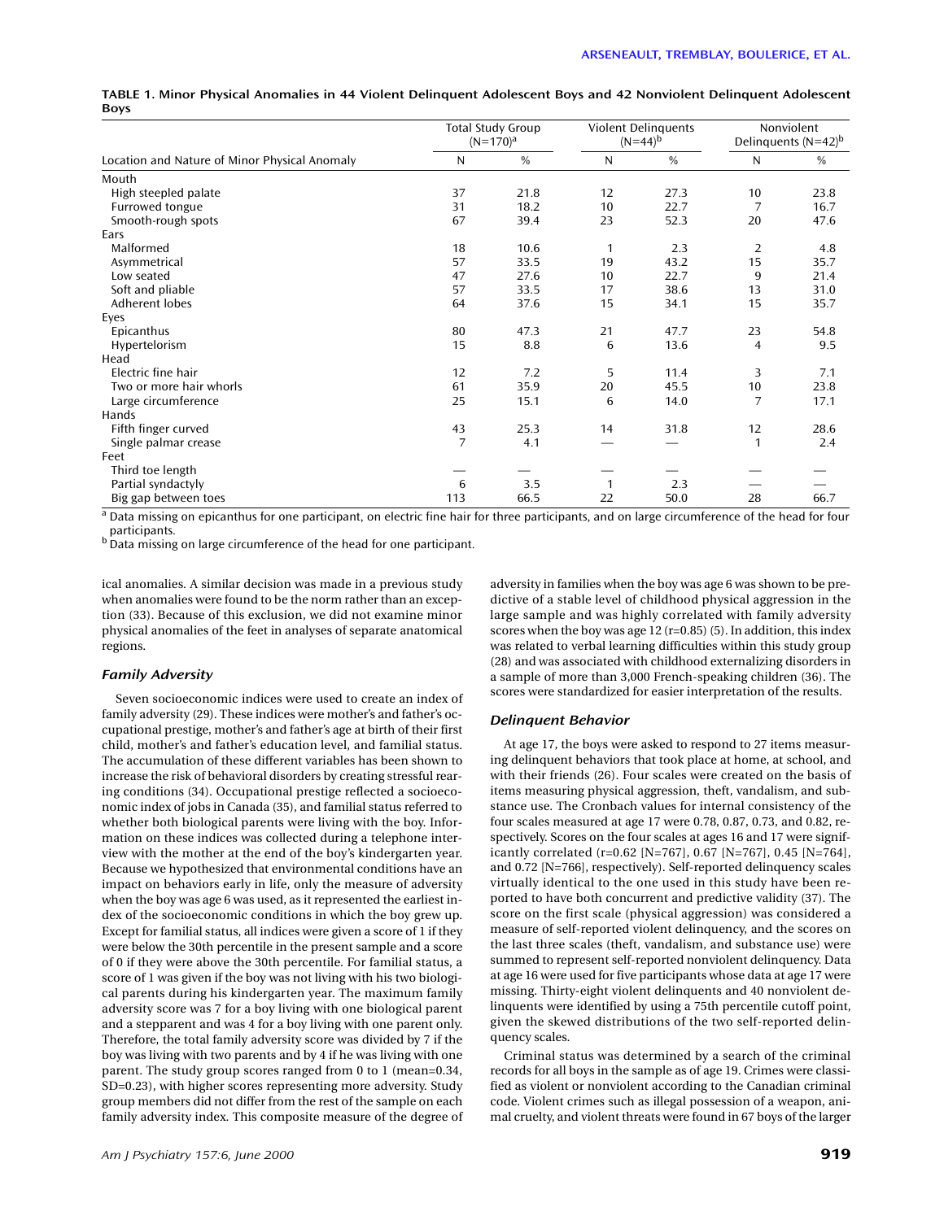**TABLE 1. Minor Physical Anomalies in 44 Violent Delinquent Adolescent Boys and 42 Nonviolent Delinquent Adolescent Boys**

| Location and Nature of Minor Physical Anomaly | Total Study Group (N=170)[a] | | Violent Delinquents (N=44)[b] | | Nonviolent Delinquents (N=42)[b] | |
|---|---|---|---|---|---|---|
| | N | % | N | % | N | % |
| Mouth | | | | | | |
| High steepled palate | 37 | 21.8 | 12 | 27.3 | 10 | 23.8 |
| Furrowed tongue | 31 | 18.2 | 10 | 22.7 | 7 | 16.7 |
| Smooth-rough spots | 67 | 39.4 | 23 | 52.3 | 20 | 47.6 |
| Ears | | | | | | |
| Malformed | 18 | 10.6 | 1 | 2.3 | 2 | 4.8 |
| Asymmetrical | 57 | 33.5 | 19 | 43.2 | 15 | 35.7 |
| Low seated | 47 | 27.6 | 10 | 22.7 | 9 | 21.4 |
| Soft and pliable | 57 | 33.5 | 17 | 38.6 | 13 | 31.0 |
| Adherent lobes | 64 | 37.6 | 15 | 34.1 | 15 | 35.7 |
| Eyes | | | | | | |
| Epicanthus | 80 | 47.3 | 21 | 47.7 | 23 | 54.8 |
| Hypertelorism | 15 | 8.8 | 6 | 13.6 | 4 | 9.5 |
| Head | | | | | | |
| Electric fine hair | 12 | 7.2 | 5 | 11.4 | 3 | 7.1 |
| Two or more hair whorls | 61 | 35.9 | 20 | 45.5 | 10 | 23.8 |
| Large circumference | 25 | 15.1 | 6 | 14.0 | 7 | 17.1 |
| Hands | | | | | | |
| Fifth finger curved | 43 | 25.3 | 14 | 31.8 | 12 | 28.6 |
| Single palmar crease | 7 | 4.1 | — | — | 1 | 2.4 |
| Feet | | | | | | |
| Third toe length | — | — | — | — | — | — |
| Partial syndactyly | 6 | 3.5 | 1 | 2.3 | — | — |
| Big gap between toes | 113 | 66.5 | 22 | 50.0 | 28 | 66.7 |

[a] Data missing on epicanthus for one participant, on electric fine hair for three participants, and on large circumference of the head for four participants.
[b] Data missing on large circumference of the head for one participant.

ical anomalies. A similar decision was made in a previous study when anomalies were found to be the norm rather than an exception (33). Because of this exclusion, we did not examine minor physical anomalies of the feet in analyses of separate anatomical regions.

### *Family Adversity*

Seven socioeconomic indices were used to create an index of family adversity (29). These indices were mother's and father's occupational prestige, mother's and father's age at birth of their first child, mother's and father's education level, and familial status. The accumulation of these different variables has been shown to increase the risk of behavioral disorders by creating stressful rearing conditions (34). Occupational prestige reflected a socioeconomic index of jobs in Canada (35), and familial status referred to whether both biological parents were living with the boy. Information on these indices was collected during a telephone interview with the mother at the end of the boy's kindergarten year. Because we hypothesized that environmental conditions have an impact on behaviors early in life, only the measure of adversity when the boy was age 6 was used, as it represented the earliest index of the socioeconomic conditions in which the boy grew up. Except for familial status, all indices were given a score of 1 if they were below the 30th percentile in the present sample and a score of 0 if they were above the 30th percentile. For familial status, a score of 1 was given if the boy was not living with his two biological parents during his kindergarten year. The maximum family adversity score was 7 for a boy living with one biological parent and a stepparent and was 4 for a boy living with one parent only. Therefore, the total family adversity score was divided by 7 if the boy was living with two parents and by 4 if he was living with one parent. The study group scores ranged from 0 to 1 (mean=0.34, SD=0.23), with higher scores representing more adversity. Study group members did not differ from the rest of the sample on each family adversity index. This composite measure of the degree of adversity in families when the boy was age 6 was shown to be predictive of a stable level of childhood physical aggression in the large sample and was highly correlated with family adversity scores when the boy was age 12 (r=0.85) (5). In addition, this index was related to verbal learning difficulties within this study group (28) and was associated with childhood externalizing disorders in a sample of more than 3,000 French-speaking children (36). The scores were standardized for easier interpretation of the results.

### *Delinquent Behavior*

At age 17, the boys were asked to respond to 27 items measuring delinquent behaviors that took place at home, at school, and with their friends (26). Four scales were created on the basis of items measuring physical aggression, theft, vandalism, and substance use. The Cronbach values for internal consistency of the four scales measured at age 17 were 0.78, 0.87, 0.73, and 0.82, respectively. Scores on the four scales at ages 16 and 17 were significantly correlated (r=0.62 [N=767], 0.67 [N=767], 0.45 [N=764], and 0.72 [N=766], respectively). Self-reported delinquency scales virtually identical to the one used in this study have been reported to have both concurrent and predictive validity (37). The score on the first scale (physical aggression) was considered a measure of self-reported violent delinquency, and the scores on the last three scales (theft, vandalism, and substance use) were summed to represent self-reported nonviolent delinquency. Data at age 16 were used for five participants whose data at age 17 were missing. Thirty-eight violent delinquents and 40 nonviolent delinquents were identified by using a 75th percentile cutoff point, given the skewed distributions of the two self-reported delinquency scales.

Criminal status was determined by a search of the criminal records for all boys in the sample as of age 19. Crimes were classified as violent or nonviolent according to the Canadian criminal code. Violent crimes such as illegal possession of a weapon, animal cruelty, and violent threats were found in 67 boys of the larger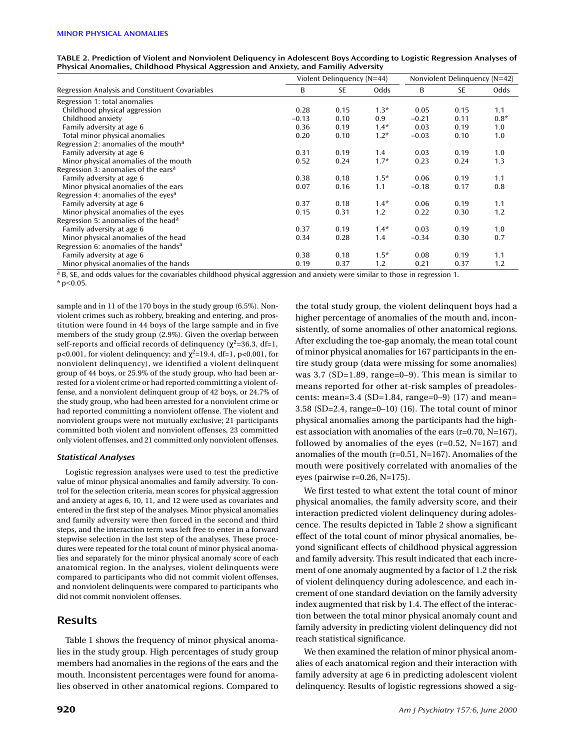**TABLE 2. Prediction of Violent and Nonviolent Deliquency in Adolescent Boys According to Logistic Regression Analyses of Physical Anomalies, Childhood Physical Aggression and Anxiety, and Familiy Adversity**

| Regression Analysis and Constituent Covariables | Violent Delinquency (N=44) | | | Nonviolent Delinquency (N=42) | | |
|---|---|---|---|---|---|---|
| | B | SE | Odds | B | SE | Odds |
| Regression 1: total anomalies | | | | | | |
| Childhood physical aggression | 0.28 | 0.15 | 1.3* | 0.05 | 0.15 | 1.1 |
| Childhood anxiety | –0.13 | 0.10 | 0.9 | –0.21 | 0.11 | 0.8* |
| Family adversity at age 6 | 0.36 | 0.19 | 1.4* | 0.03 | 0.19 | 1.0 |
| Total minor physical anomalies | 0.20 | 0.10 | 1.2* | –0.03 | 0.10 | 1.0 |
| Regression 2: anomalies of the mouth[a] | | | | | | |
| Family adversity at age 6 | 0.31 | 0.19 | 1.4 | 0.03 | 0.19 | 1.0 |
| Minor physical anomalies of the mouth | 0.52 | 0.24 | 1.7* | 0.23 | 0.24 | 1.3 |
| Regression 3: anomalies of the ears[a] | | | | | | |
| Family adversity at age 6 | 0.38 | 0.18 | 1.5* | 0.06 | 0.19 | 1.1 |
| Minor physical anomalies of the ears | 0.07 | 0.16 | 1.1 | –0.18 | 0.17 | 0.8 |
| Regression 4: anomalies of the eyes[a] | | | | | | |
| Family adversity at age 6 | 0.37 | 0.18 | 1.4* | 0.06 | 0.19 | 1.1 |
| Minor physical anomalies of the eyes | 0.15 | 0.31 | 1.2 | 0.22 | 0.30 | 1.2 |
| Regression 5: anomalies of the head[a] | | | | | | |
| Family adversity at age 6 | 0.37 | 0.19 | 1.4* | 0.03 | 0.19 | 1.0 |
| Minor physical anomalies of the head | 0.34 | 0.28 | 1.4 | –0.34 | 0.30 | 0.7 |
| Regression 6: anomalies of the hands[a] | | | | | | |
| Family adversity at age 6 | 0.38 | 0.18 | 1.5* | 0.08 | 0.19 | 1.1 |
| Minor physical anomalies of the hands | 0.19 | 0.37 | 1.2 | 0.21 | 0.37 | 1.2 |

[a] B, SE, and odds values for the covariables childhood physical aggression and anxiety were similar to those in regression 1.
* $p<0.05$.

sample and in 11 of the 170 boys in the study group (6.5%). Nonviolent crimes such as robbery, breaking and entering, and prostitution were found in 44 boys of the large sample and in five members of the study group (2.9%). Given the overlap between self-reports and official records of delinquency ($\chi^2$=36.3, df=1, $p<0.001$, for violent delinquency; and $\chi^2$=19.4, df=1, $p<0.001$, for nonviolent delinquency), we identified a violent delinquent group of 44 boys, or 25.9% of the study group, who had been arrested for a violent crime or had reported committing a violent offense, and a nonviolent delinquent group of 42 boys, or 24.7% of the study group, who had been arrested for a nonviolent crime or had reported committing a nonviolent offense. The violent and nonviolent groups were not mutually exclusive; 21 participants committed both violent and nonviolent offenses, 23 committed only violent offenses, and 21 committed only nonviolent offenses.

### *Statistical Analyses*

Logistic regression analyses were used to test the predictive value of minor physical anomalies and family adversity. To control for the selection criteria, mean scores for physical aggression and anxiety at ages 6, 10, 11, and 12 were used as covariates and entered in the first step of the analyses. Minor physical anomalies and family adversity were then forced in the second and third steps, and the interaction term was left free to enter in a forward stepwise selection in the last step of the analyses. These procedures were repeated for the total count of minor physical anomalies and separately for the minor physical anomaly score of each anatomical region. In the analyses, violent delinquents were compared to participants who did not commit violent offenses, and nonviolent delinquents were compared to participants who did not commit nonviolent offenses.

## Results

Table 1 shows the frequency of minor physical anomalies in the study group. High percentages of study group members had anomalies in the regions of the ears and the mouth. Inconsistent percentages were found for anomalies observed in other anatomical regions. Compared to the total study group, the violent delinquent boys had a higher percentage of anomalies of the mouth and, inconsistently, of some anomalies of other anatomical regions. After excluding the toe-gap anomaly, the mean total count of minor physical anomalies for 167 participants in the entire study group (data were missing for some anomalies) was 3.7 (SD=1.89, range=0–9). This mean is similar to means reported for other at-risk samples of preadolescents: mean=3.4 (SD=1.84, range=0–9) (17) and mean= 3.58 (SD=2.4, range=0–10) (16). The total count of minor physical anomalies among the participants had the highest association with anomalies of the ears (r=0.70, N=167), followed by anomalies of the eyes (r=0.52, N=167) and anomalies of the mouth (r=0.51, N=167). Anomalies of the mouth were positively correlated with anomalies of the eyes (pairwise r=0.26, N=175).

We first tested to what extent the total count of minor physical anomalies, the family adversity score, and their interaction predicted violent delinquency during adolescence. The results depicted in Table 2 show a significant effect of the total count of minor physical anomalies, beyond significant effects of childhood physical aggression and family adversity. This result indicated that each increment of one anomaly augmented by a factor of 1.2 the risk of violent delinquency during adolescence, and each increment of one standard deviation on the family adversity index augmented that risk by 1.4. The effect of the interaction between the total minor physical anomaly count and family adversity in predicting violent delinquency did not reach statistical significance.

We then examined the relation of minor physical anomalies of each anatomical region and their interaction with family adversity at age 6 in predicting adolescent violent delinquency. Results of logistic regressions showed a sig-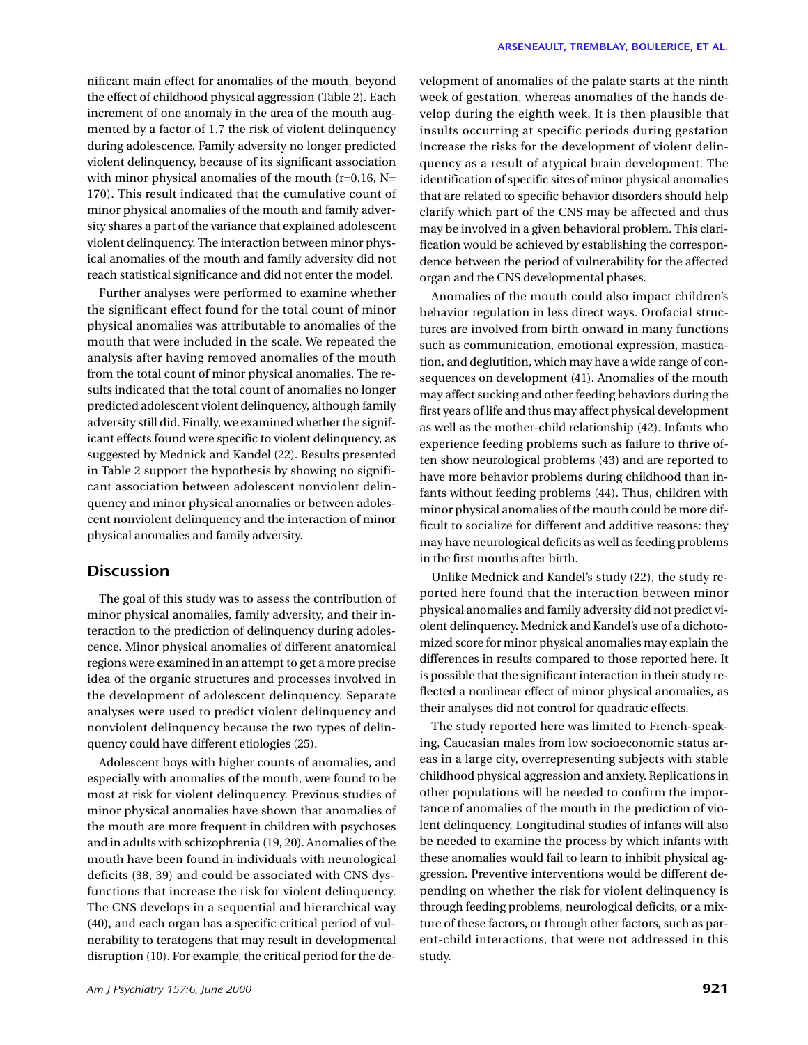nificant main effect for anomalies of the mouth, beyond the effect of childhood physical aggression (Table 2). Each increment of one anomaly in the area of the mouth augmented by a factor of 1.7 the risk of violent delinquency during adolescence. Family adversity no longer predicted violent delinquency, because of its significant association with minor physical anomalies of the mouth (r=0.16, N=170). This result indicated that the cumulative count of minor physical anomalies of the mouth and family adversity shares a part of the variance that explained adolescent violent delinquency. The interaction between minor physical anomalies of the mouth and family adversity did not reach statistical significance and did not enter the model.

Further analyses were performed to examine whether the significant effect found for the total count of minor physical anomalies was attributable to anomalies of the mouth that were included in the scale. We repeated the analysis after having removed anomalies of the mouth from the total count of minor physical anomalies. The results indicated that the total count of anomalies no longer predicted adolescent violent delinquency, although family adversity still did. Finally, we examined whether the significant effects found were specific to violent delinquency, as suggested by Mednick and Kandel (22). Results presented in Table 2 support the hypothesis by showing no significant association between adolescent nonviolent delinquency and minor physical anomalies or between adolescent nonviolent delinquency and the interaction of minor physical anomalies and family adversity.

## Discussion

The goal of this study was to assess the contribution of minor physical anomalies, family adversity, and their interaction to the prediction of delinquency during adolescence. Minor physical anomalies of different anatomical regions were examined in an attempt to get a more precise idea of the organic structures and processes involved in the development of adolescent delinquency. Separate analyses were used to predict violent delinquency and nonviolent delinquency because the two types of delinquency could have different etiologies (25).

Adolescent boys with higher counts of anomalies, and especially with anomalies of the mouth, were found to be most at risk for violent delinquency. Previous studies of minor physical anomalies have shown that anomalies of the mouth are more frequent in children with psychoses and in adults with schizophrenia (19, 20). Anomalies of the mouth have been found in individuals with neurological deficits (38, 39) and could be associated with CNS dysfunctions that increase the risk for violent delinquency. The CNS develops in a sequential and hierarchical way (40), and each organ has a specific critical period of vulnerability to teratogens that may result in developmental disruption (10). For example, the critical period for the development of anomalies of the palate starts at the ninth week of gestation, whereas anomalies of the hands develop during the eighth week. It is then plausible that insults occurring at specific periods during gestation increase the risks for the development of violent delinquency as a result of atypical brain development. The identification of specific sites of minor physical anomalies that are related to specific behavior disorders should help clarify which part of the CNS may be affected and thus may be involved in a given behavioral problem. This clarification would be achieved by establishing the correspondence between the period of vulnerability for the affected organ and the CNS developmental phases.

Anomalies of the mouth could also impact children's behavior regulation in less direct ways. Orofacial structures are involved from birth onward in many functions such as communication, emotional expression, mastication, and deglutition, which may have a wide range of consequences on development (41). Anomalies of the mouth may affect sucking and other feeding behaviors during the first years of life and thus may affect physical development as well as the mother-child relationship (42). Infants who experience feeding problems such as failure to thrive often show neurological problems (43) and are reported to have more behavior problems during childhood than infants without feeding problems (44). Thus, children with minor physical anomalies of the mouth could be more difficult to socialize for different and additive reasons: they may have neurological deficits as well as feeding problems in the first months after birth.

Unlike Mednick and Kandel's study (22), the study reported here found that the interaction between minor physical anomalies and family adversity did not predict violent delinquency. Mednick and Kandel's use of a dichotomized score for minor physical anomalies may explain the differences in results compared to those reported here. It is possible that the significant interaction in their study reflected a nonlinear effect of minor physical anomalies, as their analyses did not control for quadratic effects.

The study reported here was limited to French-speaking, Caucasian males from low socioeconomic status areas in a large city, overrepresenting subjects with stable childhood physical aggression and anxiety. Replications in other populations will be needed to confirm the importance of anomalies of the mouth in the prediction of violent delinquency. Longitudinal studies of infants will also be needed to examine the process by which infants with these anomalies would fail to learn to inhibit physical aggression. Preventive interventions would be different depending on whether the risk for violent delinquency is through feeding problems, neurological deficits, or a mixture of these factors, or through other factors, such as parent-child interactions, that were not addressed in this study.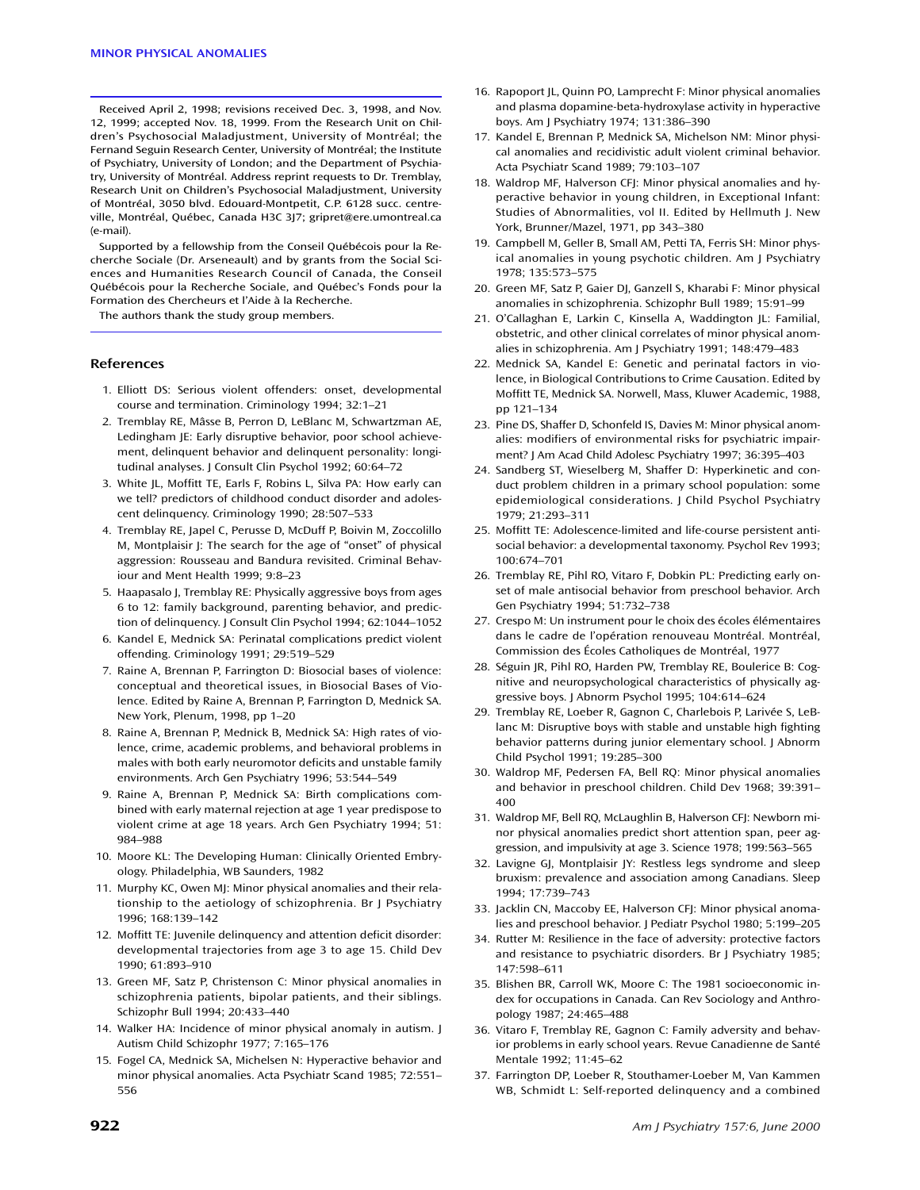Received April 2, 1998; revisions received Dec. 3, 1998, and Nov. 12, 1999; accepted Nov. 18, 1999. From the Research Unit on Children's Psychosocial Maladjustment, University of Montréal; the Fernand Seguin Research Center, University of Montréal; the Institute of Psychiatry, University of London; and the Department of Psychiatry, University of Montréal. Address reprint requests to Dr. Tremblay, Research Unit on Children's Psychosocial Maladjustment, University of Montréal, 3050 blvd. Edouard-Montpetit, C.P. 6128 succ. centre-ville, Montréal, Québec, Canada H3C 3J7; gripret@ere.umontreal.ca (e-mail).

Supported by a fellowship from the Conseil Québécois pour la Recherche Sociale (Dr. Arseneault) and by grants from the Social Sciences and Humanities Research Council of Canada, the Conseil Québécois pour la Recherche Sociale, and Québec's Fonds pour la Formation des Chercheurs et l'Aide à la Recherche.

The authors thank the study group members.

## References

1. Elliott DS: Serious violent offenders: onset, developmental course and termination. Criminology 1994; 32:1–21
2. Tremblay RE, Mâsse B, Perron D, LeBlanc M, Schwartzman AE, Ledingham JE: Early disruptive behavior, poor school achievement, delinquent behavior and delinquent personality: longitudinal analyses. J Consult Clin Psychol 1992; 60:64–72
3. White JL, Moffitt TE, Earls F, Robins L, Silva PA: How early can we tell? predictors of childhood conduct disorder and adolescent delinquency. Criminology 1990; 28:507–533
4. Tremblay RE, Japel C, Perusse D, McDuff P, Boivin M, Zoccolillo M, Montplaisir J: The search for the age of "onset" of physical aggression: Rousseau and Bandura revisited. Criminal Behaviour and Ment Health 1999; 9:8–23
5. Haapasalo J, Tremblay RE: Physically aggressive boys from ages 6 to 12: family background, parenting behavior, and prediction of delinquency. J Consult Clin Psychol 1994; 62:1044–1052
6. Kandel E, Mednick SA: Perinatal complications predict violent offending. Criminology 1991; 29:519–529
7. Raine A, Brennan P, Farrington D: Biosocial bases of violence: conceptual and theoretical issues, in Biosocial Bases of Violence. Edited by Raine A, Brennan P, Farrington D, Mednick SA. New York, Plenum, 1998, pp 1–20
8. Raine A, Brennan P, Mednick B, Mednick SA: High rates of violence, crime, academic problems, and behavioral problems in males with both early neuromotor deficits and unstable family environments. Arch Gen Psychiatry 1996; 53:544–549
9. Raine A, Brennan P, Mednick SA: Birth complications combined with early maternal rejection at age 1 year predispose to violent crime at age 18 years. Arch Gen Psychiatry 1994; 51: 984–988
10. Moore KL: The Developing Human: Clinically Oriented Embryology. Philadelphia, WB Saunders, 1982
11. Murphy KC, Owen MJ: Minor physical anomalies and their relationship to the aetiology of schizophrenia. Br J Psychiatry 1996; 168:139–142
12. Moffitt TE: Juvenile delinquency and attention deficit disorder: developmental trajectories from age 3 to age 15. Child Dev 1990; 61:893–910
13. Green MF, Satz P, Christenson C: Minor physical anomalies in schizophrenia patients, bipolar patients, and their siblings. Schizophr Bull 1994; 20:433–440
14. Walker HA: Incidence of minor physical anomaly in autism. J Autism Child Schizophr 1977; 7:165–176
15. Fogel CA, Mednick SA, Michelsen N: Hyperactive behavior and minor physical anomalies. Acta Psychiatr Scand 1985; 72:551–556
16. Rapoport JL, Quinn PO, Lamprecht F: Minor physical anomalies and plasma dopamine-beta-hydroxylase activity in hyperactive boys. Am J Psychiatry 1974; 131:386–390
17. Kandel E, Brennan P, Mednick SA, Michelson NM: Minor physical anomalies and recidivistic adult violent criminal behavior. Acta Psychiatr Scand 1989; 79:103–107
18. Waldrop MF, Halverson CFJ: Minor physical anomalies and hyperactive behavior in young children, in Exceptional Infant: Studies of Abnormalities, vol II. Edited by Hellmuth J. New York, Brunner/Mazel, 1971, pp 343–380
19. Campbell M, Geller B, Small AM, Petti TA, Ferris SH: Minor physical anomalies in young psychotic children. Am J Psychiatry 1978; 135:573–575
20. Green MF, Satz P, Gaier DJ, Ganzell S, Kharabi F: Minor physical anomalies in schizophrenia. Schizophr Bull 1989; 15:91–99
21. O'Callaghan E, Larkin C, Kinsella A, Waddington JL: Familial, obstetric, and other clinical correlates of minor physical anomalies in schizophrenia. Am J Psychiatry 1991; 148:479–483
22. Mednick SA, Kandel E: Genetic and perinatal factors in violence, in Biological Contributions to Crime Causation. Edited by Moffitt TE, Mednick SA. Norwell, Mass, Kluwer Academic, 1988, pp 121–134
23. Pine DS, Shaffer D, Schonfeld IS, Davies M: Minor physical anomalies: modifiers of environmental risks for psychiatric impairment? J Am Acad Child Adolesc Psychiatry 1997; 36:395–403
24. Sandberg ST, Wieselberg M, Shaffer D: Hyperkinetic and conduct problem children in a primary school population: some epidemiological considerations. J Child Psychol Psychiatry 1979; 21:293–311
25. Moffitt TE: Adolescence-limited and life-course persistent antisocial behavior: a developmental taxonomy. Psychol Rev 1993; 100:674–701
26. Tremblay RE, Pihl RO, Vitaro F, Dobkin PL: Predicting early onset of male antisocial behavior from preschool behavior. Arch Gen Psychiatry 1994; 51:732–738
27. Crespo M: Un instrument pour le choix des écoles élémentaires dans le cadre de l'opération renouveau Montréal. Montréal, Commission des Écoles Catholiques de Montréal, 1977
28. Séguin JR, Pihl RO, Harden PW, Tremblay RE, Boulerice B: Cognitive and neuropsychological characteristics of physically aggressive boys. J Abnorm Psychol 1995; 104:614–624
29. Tremblay RE, Loeber R, Gagnon C, Charlebois P, Larivée S, LeBlanc M: Disruptive boys with stable and unstable high fighting behavior patterns during junior elementary school. J Abnorm Child Psychol 1991; 19:285–300
30. Waldrop MF, Pedersen FA, Bell RQ: Minor physical anomalies and behavior in preschool children. Child Dev 1968; 39:391–400
31. Waldrop MF, Bell RQ, McLaughlin B, Halverson CFJ: Newborn minor physical anomalies predict short attention span, peer aggression, and impulsivity at age 3. Science 1978; 199:563–565
32. Lavigne GJ, Montplaisir JY: Restless legs syndrome and sleep bruxism: prevalence and association among Canadians. Sleep 1994; 17:739–743
33. Jacklin CN, Maccoby EE, Halverson CFJ: Minor physical anomalies and preschool behavior. J Pediatr Psychol 1980; 5:199–205
34. Rutter M: Resilience in the face of adversity: protective factors and resistance to psychiatric disorders. Br J Psychiatry 1985; 147:598–611
35. Blishen BR, Carroll WK, Moore C: The 1981 socioeconomic index for occupations in Canada. Can Rev Sociology and Anthropology 1987; 24:465–488
36. Vitaro F, Tremblay RE, Gagnon C: Family adversity and behavior problems in early school years. Revue Canadienne de Santé Mentale 1992; 11:45–62
37. Farrington DP, Loeber R, Stouthamer-Loeber M, Van Kammen WB, Schmidt L: Self-reported delinquency and a combined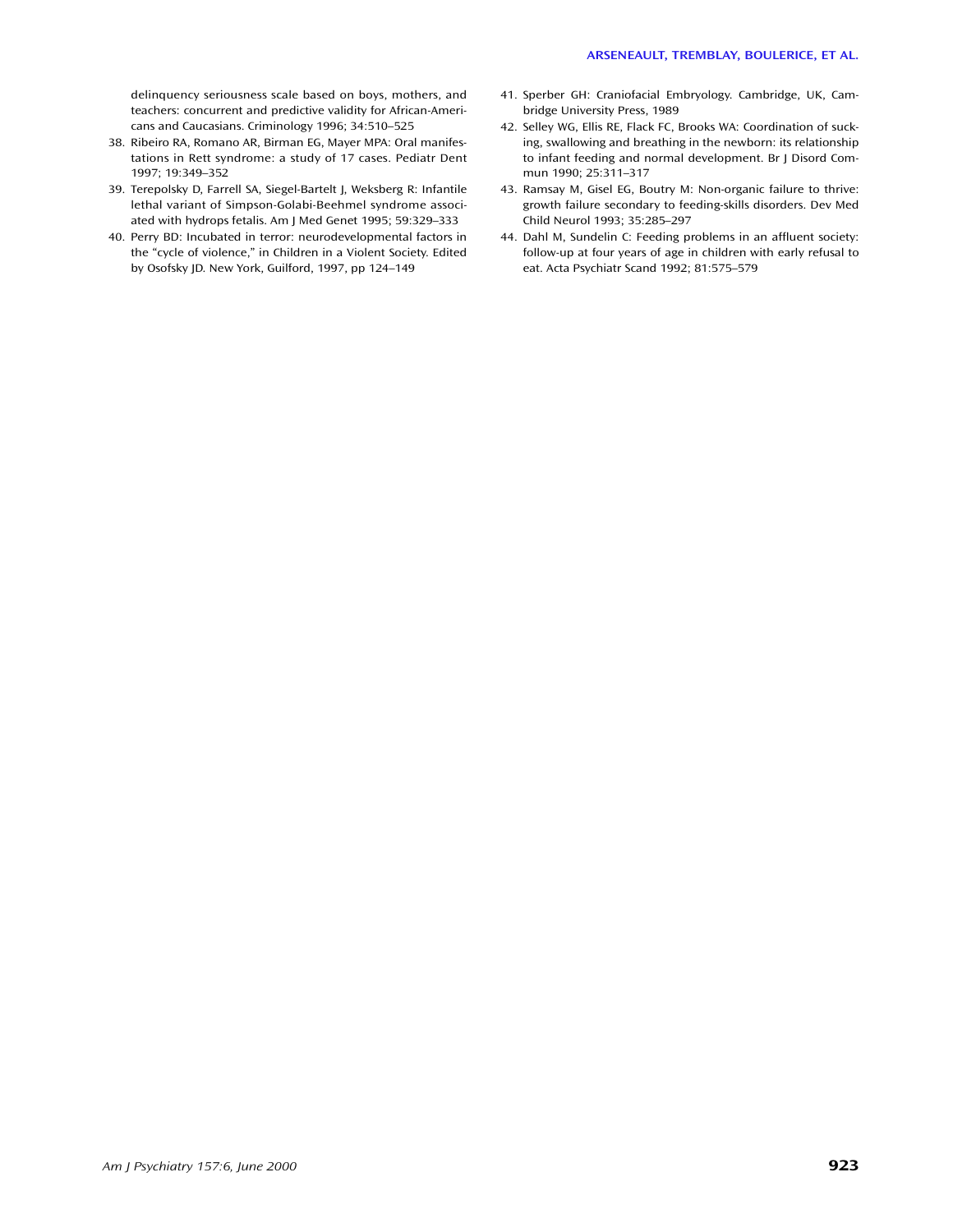delinquency seriousness scale based on boys, mothers, and teachers: concurrent and predictive validity for African-Americans and Caucasians. Criminology 1996; 34:510–525

38. Ribeiro RA, Romano AR, Birman EG, Mayer MPA: Oral manifestations in Rett syndrome: a study of 17 cases. Pediatr Dent 1997; 19:349–352
39. Terepolsky D, Farrell SA, Siegel-Bartelt J, Weksberg R: Infantile lethal variant of Simpson-Golabi-Beehmel syndrome associated with hydrops fetalis. Am J Med Genet 1995; 59:329–333
40. Perry BD: Incubated in terror: neurodevelopmental factors in the "cycle of violence," in Children in a Violent Society. Edited by Osofsky JD. New York, Guilford, 1997, pp 124–149
41. Sperber GH: Craniofacial Embryology. Cambridge, UK, Cambridge University Press, 1989
42. Selley WG, Ellis RE, Flack FC, Brooks WA: Coordination of sucking, swallowing and breathing in the newborn: its relationship to infant feeding and normal development. Br J Disord Commun 1990; 25:311–317
43. Ramsay M, Gisel EG, Boutry M: Non-organic failure to thrive: growth failure secondary to feeding-skills disorders. Dev Med Child Neurol 1993; 35:285–297
44. Dahl M, Sundelin C: Feeding problems in an affluent society: follow-up at four years of age in children with early refusal to eat. Acta Psychiatr Scand 1992; 81:575–579